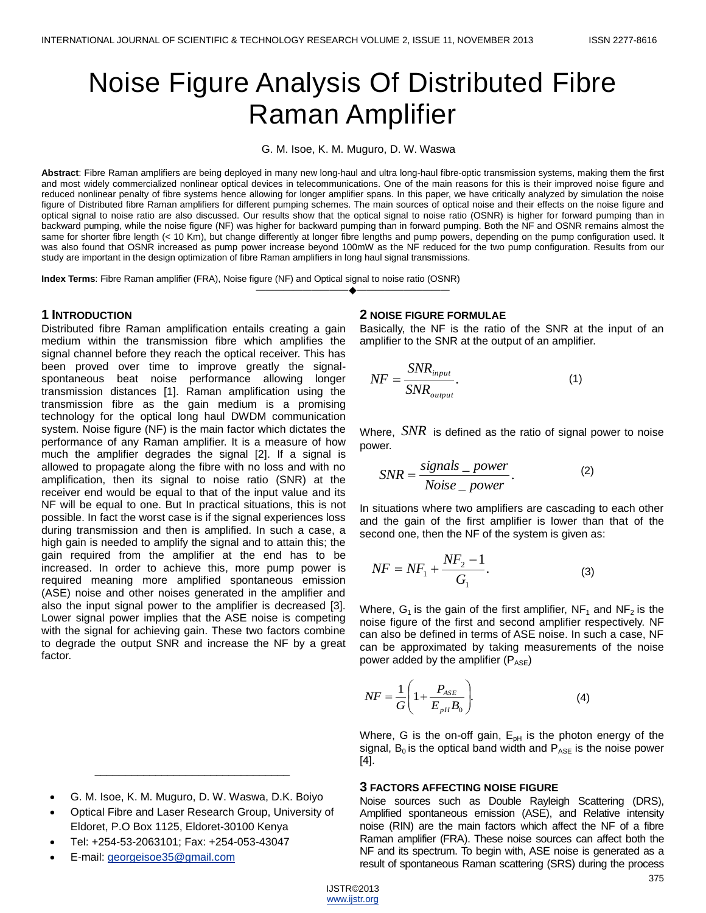# Noise Figure Analysis Of Distributed Fibre Raman Amplifier

G. M. Isoe, K. M. Muguro, D. W. Waswa

**Abstract**: Fibre Raman amplifiers are being deployed in many new long-haul and ultra long-haul fibre-optic transmission systems, making them the first and most widely commercialized nonlinear optical devices in telecommunications. One of the main reasons for this is their improved noise figure and reduced nonlinear penalty of fibre systems hence allowing for longer amplifier spans. In this paper, we have critically analyzed by simulation the noise figure of Distributed fibre Raman amplifiers for different pumping schemes. The main sources of optical noise and their effects on the noise figure and optical signal to noise ratio are also discussed. Our results show that the optical signal to noise ratio (OSNR) is higher for forward pumping than in backward pumping, while the noise figure (NF) was higher for backward pumping than in forward pumping. Both the NF and OSNR remains almost the same for shorter fibre length (< 10 Km), but change differently at longer fibre lengths and pump powers, depending on the pump configuration used. It was also found that OSNR increased as pump power increase beyond 100mW as the NF reduced for the two pump configuration. Results from our study are important in the design optimization of fibre Raman amplifiers in long haul signal transmissions.

**Index Terms**: Fibre Raman amplifier (FRA), Noise figure (NF) and Optical signal to noise ratio (OSNR)

## 1 INTRODUCTION

Distributed fibre Raman amplification entails creating a gain medium within the transmission fibre which amplifies the signal channel before they reach the optical receiver. This has been proved over time to improve greatly the signal-spontaneous beat noise performance allowing longer transmission distances [1]. Raman amplification using the transmission fibre as the gain medium is a promising technology for the optical long haul DWDM communication system. Noise figure (NF) is the main factor which dictates the performance of any Raman amplifier. It is a measure of how much the amplifier degrades the signal [2]. If a signal is allowed to propagate along the fibre with no loss and with no amplification, then its signal to noise ratio (SNR) at the receiver end would be equal to that of the input value and its NF will be equal to one. But In practical situations, this is not possible. In fact the worst case is if the signal experiences loss during transmission and then is amplified. In such a case, a high gain is needed to amplify the signal and to attain this; the gain required from the amplifier at the end has to be increased. In order to achieve this, more pump power is required meaning more amplified spontaneous emission (ASE) noise and other noises generated in the amplifier and also the input signal power to the amplifier is decreased [3]. Lower signal power implies that the ASE noise is competing with the signal for achieving gain. These two factors combine to degrade the output SNR and increase the NF by a great factor.

- G. M. Isoe, K. M. Muguro, D. W. Waswa, D.K. Boiyo
- Optical Fibre and Laser Research Group, University of Eldoret, P.O Box 1125, Eldoret-30100 Kenya
- Tel: +254-53-2063101; Fax: +254-053-43047
- E-mail: georgeisoe35@gmail.com

## 2 NOISE FIGURE FORMULAE

Basically, the NF is the ratio of the SNR at the input of an amplifier to the SNR at the output of an amplifier.

$$NF = \frac{SNR_{input}}{SNR_{output}}. \quad (1)$$

Where, $SNR$ is defined as the ratio of signal power to noise power.

$$SNR = \frac{signals\_power}{Noise\_power}. \quad (2)$$

In situations where two amplifiers are cascading to each other and the gain of the first amplifier is lower than that of the second one, then the NF of the system is given as:

$$NF = NF_1 + \frac{NF_2 - 1}{G_1}. \quad (3)$$

Where, $G_1$ is the gain of the first amplifier, $NF_1$ and $NF_2$ is the noise figure of the first and second amplifier respectively. NF can also be defined in terms of ASE noise. In such a case, NF can be approximated by taking measurements of the noise power added by the amplifier ($P_{ASE}$)

$$NF = \frac{1}{G}\left(1 + \frac{P_{ASE}}{E_{pH} B_0}\right). \quad (4)$$

Where, G is the on-off gain, $E_{pH}$ is the photon energy of the signal, $B_0$ is the optical band width and $P_{ASE}$ is the noise power [4].

## 3 FACTORS AFFECTING NOISE FIGURE

Noise sources such as Double Rayleigh Scattering (DRS), Amplified spontaneous emission (ASE), and Relative intensity noise (RIN) are the main factors which affect the NF of a fibre Raman amplifier (FRA). These noise sources can affect both the NF and its spectrum. To begin with, ASE noise is generated as a result of spontaneous Raman scattering (SRS) during the process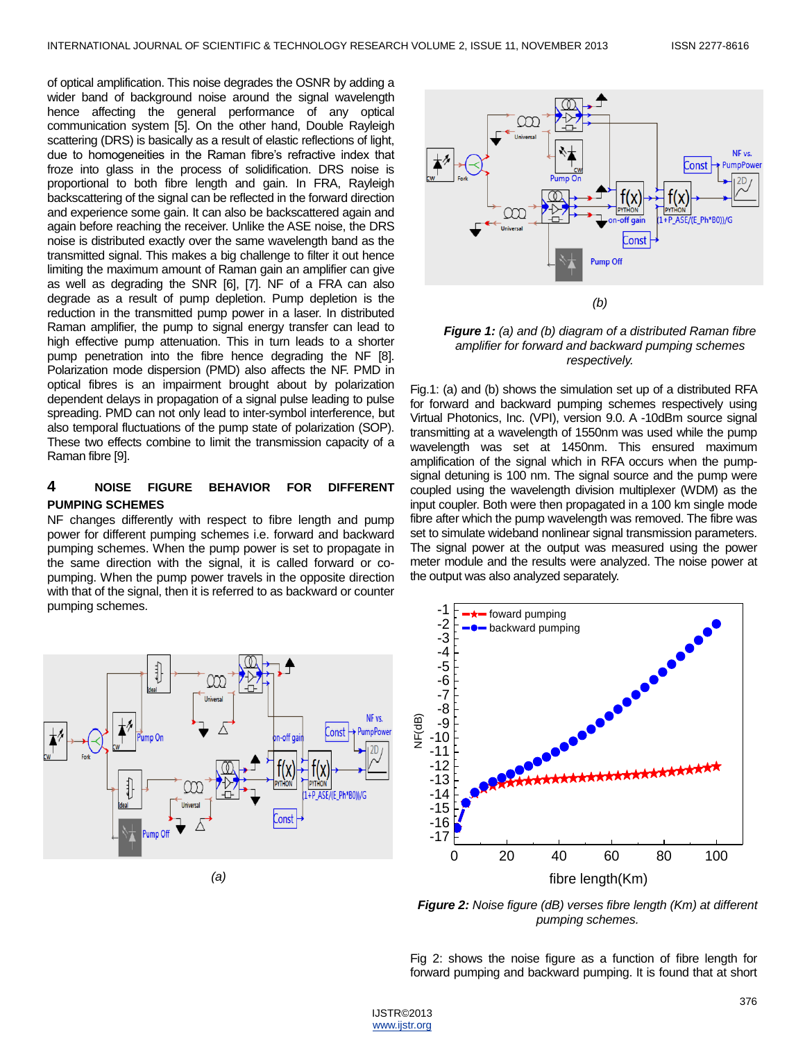of optical amplification. This noise degrades the OSNR by adding a wider band of background noise around the signal wavelength hence affecting the general performance of any optical communication system [5]. On the other hand, Double Rayleigh scattering (DRS) is basically as a result of elastic reflections of light, due to homogeneities in the Raman fibre's refractive index that froze into glass in the process of solidification. DRS noise is proportional to both fibre length and gain. In FRA, Rayleigh backscattering of the signal can be reflected in the further direction and experience some gain. It can also be backscattered again and again before reaching the receiver. Unlike the ASE noise, the DRS noise is distributed exactly over the same wavelength band as the transmitted signal. This makes a big challenge to filter it out hence limiting the maximum amount of Raman gain an amplifier can give as well as degrading the SNR [6], [7]. NF of a FRA can also degrade as a result of pump depletion. Pump depletion is the reduction in the transmitted pump power in a laser. In distributed Raman amplifier, the pump to signal energy transfer can lead to high effective pump attenuation. This in turn leads to a shorter pump penetration into the fibre hence degrading the NF [8]. Polarization mode dispersion (PMD) also affects the NF. PMD in optical fibres is an impairment brought about by polarization dependent delays in propagation of a signal pulse leading to pulse spreading. PMD can not only lead to inter-symbol interference, but also temporal fluctuations of the pump state of polarization (SOP). These two effects combine to limit the transmission capacity of a Raman fibre [9].

## 4 NOISE FIGURE BEHAVIOR FOR DIFFERENT PUMPING SCHEMES

NF changes differently with respect to fibre length and pump power for different pumping schemes i.e. forward and backward pumping schemes. When the pump power is set to propagate in the same direction with the signal, it is called forward or co-pumping. When the pump power travels in the opposite direction with that of the signal, then it is referred to as backward or counter pumping schemes.

(a)

(b)

***Figure 1:*** *(a) and (b) diagram of a distributed Raman fibre amplifier for forward and backward pumping schemes respectively.*

Fig.1: (a) and (b) shows the simulation set up of a distributed RFA for forward and backward pumping schemes respectively using Virtual Photonics, Inc. (VPI), version 9.0. A -10dBm source signal transmitting at a wavelength of 1550nm was used while the pump wavelength was set at 1450nm. This ensured maximum amplification of the signal which in RFA occurs when the pump-signal detuning is 100 nm. The signal source and the pump were coupled using the wavelength division multiplexer (WDM) as the input coupler. Both were then propagated in a 100 km single mode fibre after which the pump wavelength was removed. The fibre was set to simulate wideband nonlinear signal transmission parameters. The signal power at the output was measured using the power meter module and the results were analyzed. The noise power at the output was also analyzed separately.

***Figure 2:*** *Noise figure (dB) verses fibre length (Km) at different pumping schemes.*

Fig 2: shows the noise figure as a function of fibre length for forward pumping and backward pumping. It is found that at short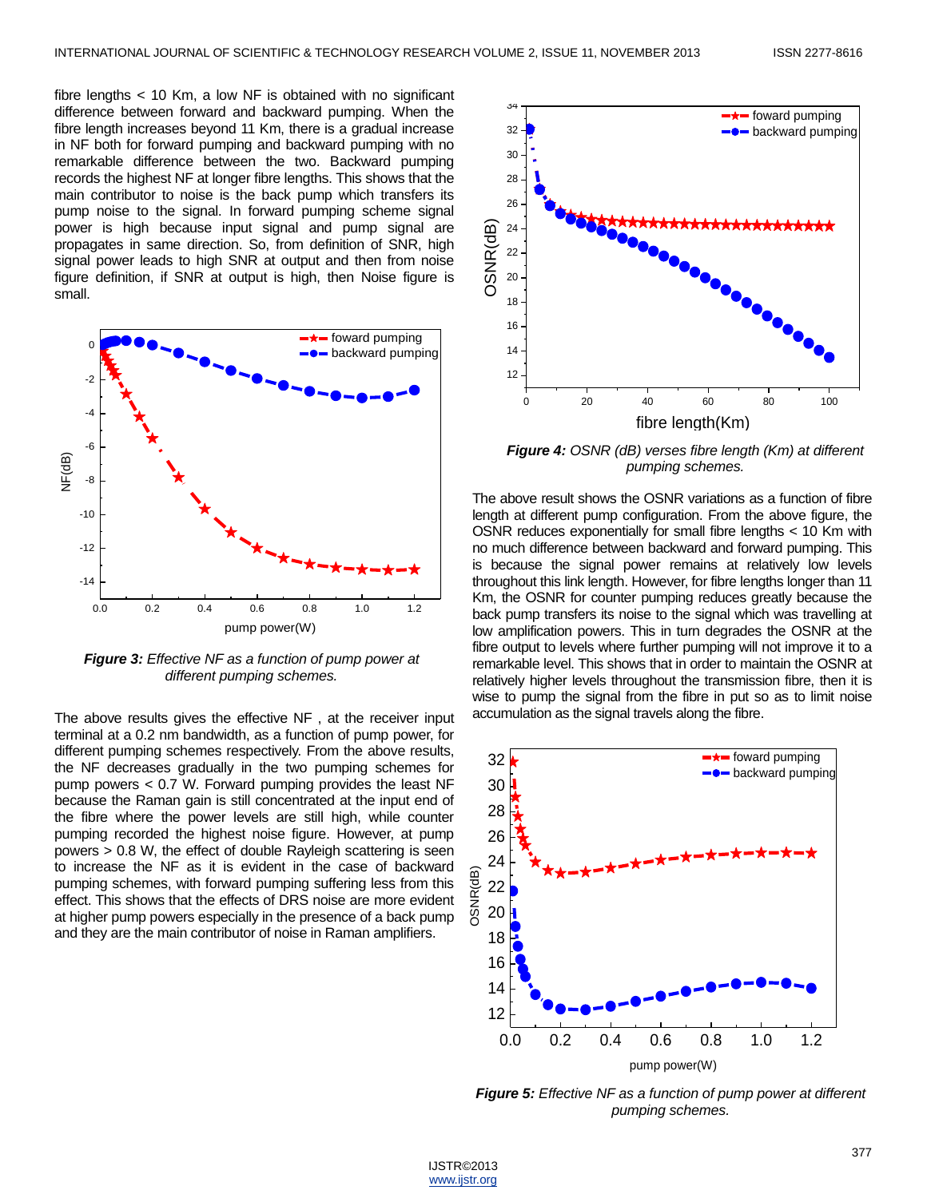fibre lengths < 10 Km, a low NF is obtained with no significant difference between forward and backward pumping. When the fibre length increases beyond 11 Km, there is a gradual increase in NF both for forward pumping and backward pumping with no remarkable difference between the two. Backward pumping records the highest NF at longer fibre lengths. This shows that the main contributor to noise is the back pump which transfers its pump noise to the signal. In forward pumping scheme signal power is high because input signal and pump signal are propagates in same direction. So, from definition of SNR, high signal power leads to high SNR at output and then from noise figure definition, if SNR at output is high, then Noise figure is small.

***Figure 3:*** *Effective NF as a function of pump power at different pumping schemes.*

The above results gives the effective NF , at the receiver input terminal at a 0.2 nm bandwidth, as a function of pump power, for different pumping schemes respectively. From the above results, the NF decreases gradually in the two pumping schemes for pump powers < 0.7 W. Forward pumping provides the least NF because the Raman gain is still concentrated at the input end of the fibre where the power levels are still high, while counter pumping recorded the highest noise figure. However, at pump powers > 0.8 W, the effect of double Rayleigh scattering is seen to increase the NF as it is evident in the case of backward pumping schemes, with forward pumping suffering less from this effect. This shows that the effects of DRS noise are more evident at higher pump powers especially in the presence of a back pump and they are the main contributor of noise in Raman amplifiers.

***Figure 4:*** *OSNR (dB) verses fibre length (Km) at different pumping schemes.*

The above result shows the OSNR variations as a function of fibre length at different pump configuration. From the above figure, the OSNR reduces exponentially for small fibre lengths < 10 Km with no much difference between backward and forward pumping. This is because the signal power remains at relatively low levels throughout this link length. However, for fibre lengths longer than 11 Km, the OSNR for counter pumping reduces greatly because the back pump transfers its noise to the signal which was travelling at low amplification powers. This in turn degrades the OSNR at the fibre output to levels where further pumping will not improve it to a remarkable level. This shows that in order to maintain the OSNR at relatively higher levels throughout the transmission fibre, then it is wise to pump the signal from the fibre in put so as to limit noise accumulation as the signal travels along the fibre.

***Figure 5:*** *Effective NF as a function of pump power at different pumping schemes.*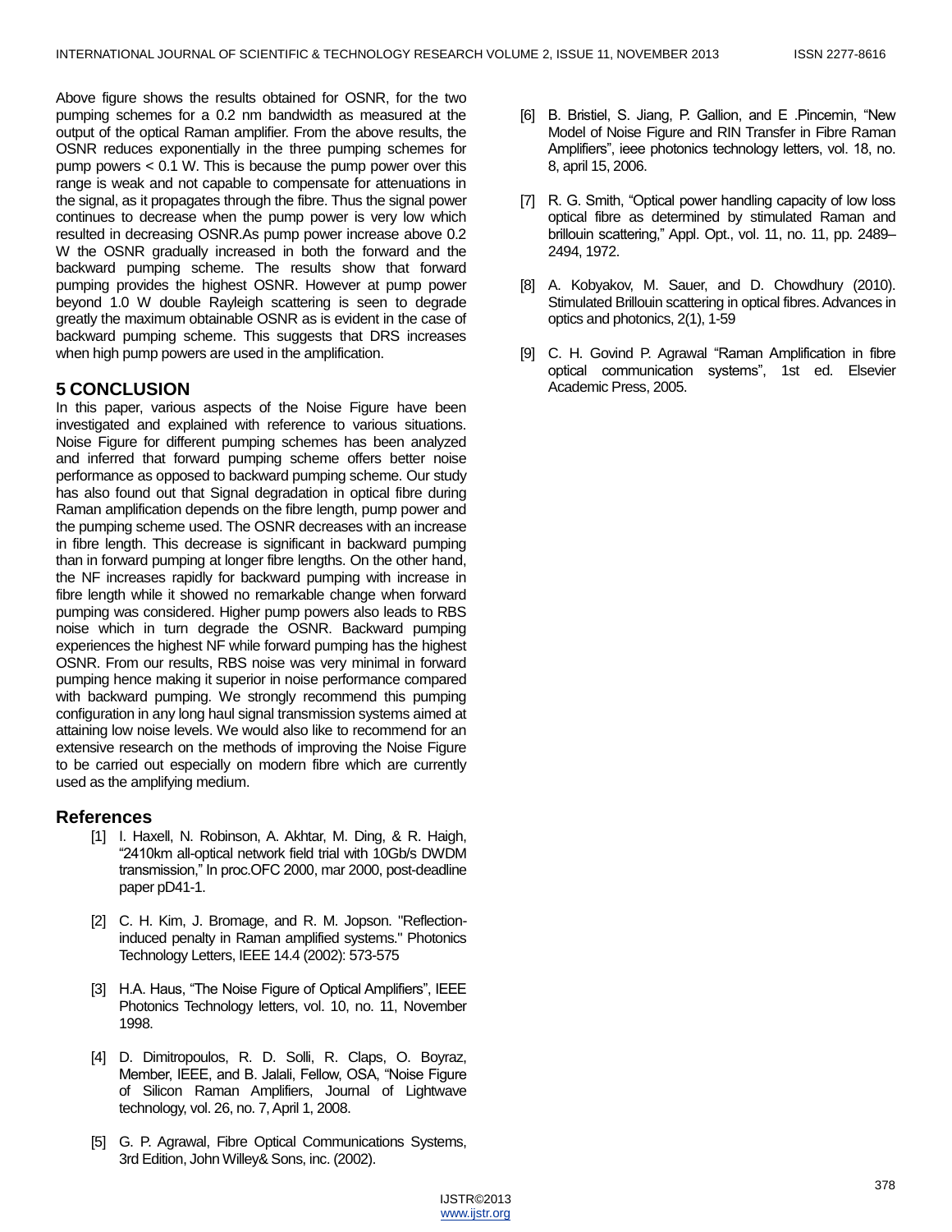Above figure shows the results obtained for OSNR, for the two pumping schemes for a 0.2 nm bandwidth as measured at the output of the optical Raman amplifier. From the above results, the OSNR reduces exponentially in the three pumping schemes for pump powers < 0.1 W. This is because the pump power over this range is weak and not capable to compensate for attenuations in the signal, as it propagates through the fibre. Thus the signal power continues to decrease when the pump power is very low which resulted in decreasing OSNR.As pump power increase above 0.2 W the OSNR gradually increased in both the forward and the backward pumping scheme. The results show that forward pumping provides the highest OSNR. However at pump power beyond 1.0 W double Rayleigh scattering is seen to degrade greatly the maximum obtainable OSNR as is evident in the case of backward pumping scheme. This suggests that DRS increases when high pump powers are used in the amplification.

## 5 CONCLUSION

In this paper, various aspects of the Noise Figure have been investigated and explained with reference to various situations. Noise Figure for different pumping schemes has been analyzed and inferred that forward pumping scheme offers better noise performance as opposed to backward pumping scheme. Our study has also found out that Signal degradation in optical fibre during Raman amplification depends on the fibre length, pump power and the pumping scheme used. The OSNR decreases with an increase in fibre length. This decrease is significant in backward pumping than in forward pumping at longer fibre lengths. On the other hand, the NF increases rapidly for backward pumping with increase in fibre length while it showed no remarkable change when forward pumping was considered. Higher pump powers also leads to RBS noise which in turn degrade the OSNR. Backward pumping experiences the highest NF while forward pumping has the highest OSNR. From our results, RBS noise was very minimal in forward pumping hence making it superior in noise performance compared with backward pumping. We strongly recommend this pumping configuration in any long haul signal transmission systems aimed at attaining low noise levels. We would also like to recommend for an extensive research on the methods of improving the Noise Figure to be carried out especially on modern fibre which are currently used as the amplifying medium.

## References

[1] I. Haxell, N. Robinson, A. Akhtar, M. Ding, & R. Haigh, "2410km all-optical network field trial with 10Gb/s DWDM transmission," In proc.OFC 2000, mar 2000, post-deadline paper pD41-1.

[2] C. H. Kim, J. Bromage, and R. M. Jopson. "Reflection-induced penalty in Raman amplified systems." Photonics Technology Letters, IEEE 14.4 (2002): 573-575

[3] H.A. Haus, "The Noise Figure of Optical Amplifiers", IEEE Photonics Technology letters, vol. 10, no. 11, November 1998.

[4] D. Dimitropoulos, R. D. Solli, R. Claps, O. Boyraz, Member, IEEE, and B. Jalali, Fellow, OSA, "Noise Figure of Silicon Raman Amplifiers, Journal of Lightwave technology, vol. 26, no. 7, April 1, 2008.

[5] G. P. Agrawal, Fibre Optical Communications Systems, 3rd Edition, John Willey& Sons, inc. (2002).

[6] B. Bristiel, S. Jiang, P. Gallion, and E .Pincemin, "New Model of Noise Figure and RIN Transfer in Fibre Raman Amplifiers", ieee photonics technology letters, vol. 18, no. 8, april 15, 2006.

[7] R. G. Smith, "Optical power handling capacity of low loss optical fibre as determined by stimulated Raman and brillouin scattering," Appl. Opt., vol. 11, no. 11, pp. 2489–2494, 1972.

[8] A. Kobyakov, M. Sauer, and D. Chowdhury (2010). Stimulated Brillouin scattering in optical fibres. Advances in optics and photonics, 2(1), 1-59

[9] C. H. Govind P. Agrawal "Raman Amplification in fibre optical communication systems", 1st ed. Elsevier Academic Press, 2005.